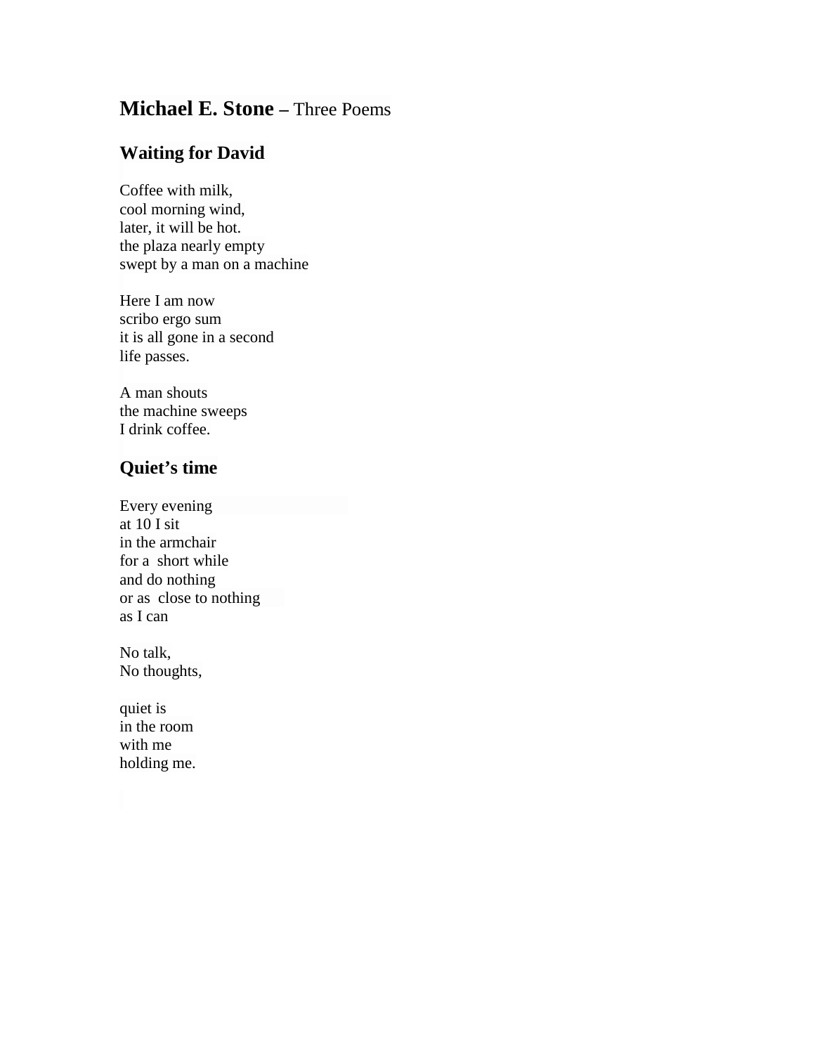# **Michael E. Stone** – Three Poems

## Waiting for David

Coffee with milk,  
cool morning wind,  
later, it will be hot.  
the plaza nearly empty  
swept by a man on a machine

Here I am now  
scribo ergo sum  
it is all gone in a second  
life passes.

A man shouts  
the machine sweeps  
I drink coffee.

## Quiet's time

Every evening  
at 10 I sit  
in the armchair  
for a  short while  
and do nothing  
or as  close to nothing  
as I can

No talk,  
No thoughts,

quiet is  
in the room  
with me  
holding me.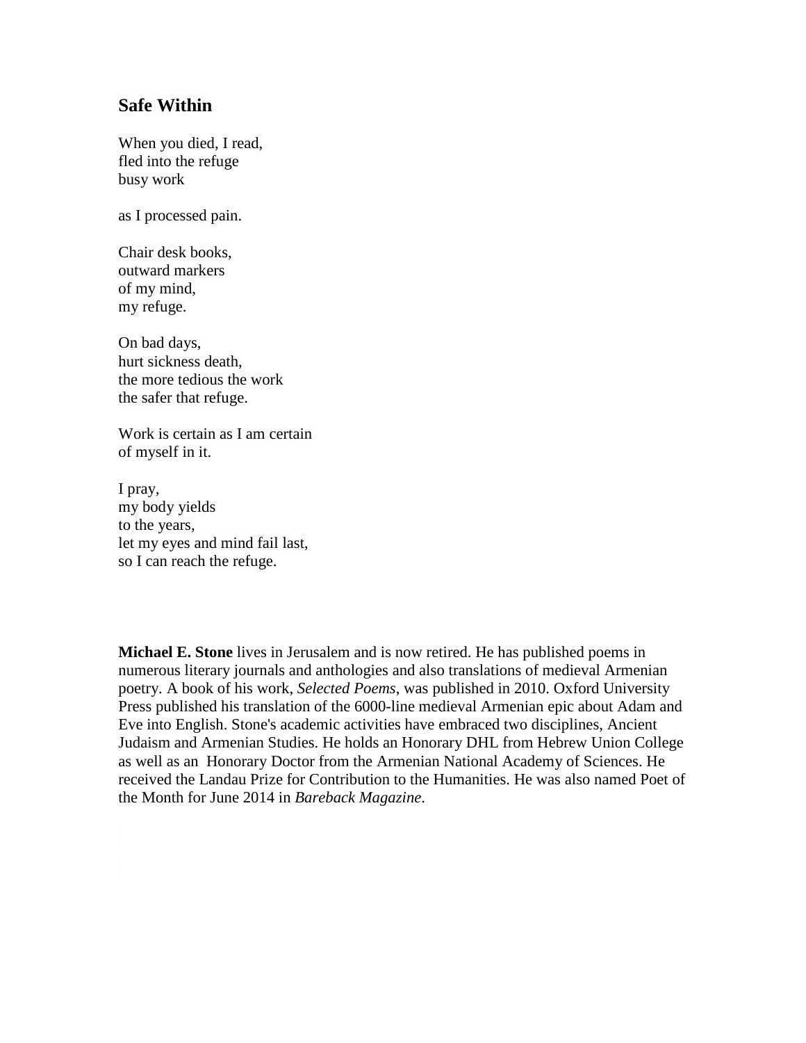## Safe Within

When you died, I read,
fled into the refuge
busy work

as I processed pain.

Chair desk books,
outward markers
of my mind,
my refuge.

On bad days,
hurt sickness death,
the more tedious the work
the safer that refuge.

Work is certain as I am certain
of myself in it.

I pray,
my body yields
to the years,
let my eyes and mind fail last,
so I can reach the refuge.

**Michael E. Stone** lives in Jerusalem and is now retired. He has published poems in numerous literary journals and anthologies and also translations of medieval Armenian poetry. A book of his work, *Selected Poems*, was published in 2010. Oxford University Press published his translation of the 6000-line medieval Armenian epic about Adam and Eve into English. Stone's academic activities have embraced two disciplines, Ancient Judaism and Armenian Studies. He holds an Honorary DHL from Hebrew Union College as well as an Honorary Doctor from the Armenian National Academy of Sciences. He received the Landau Prize for Contribution to the Humanities. He was also named Poet of the Month for June 2014 in *Bareback Magazine*.